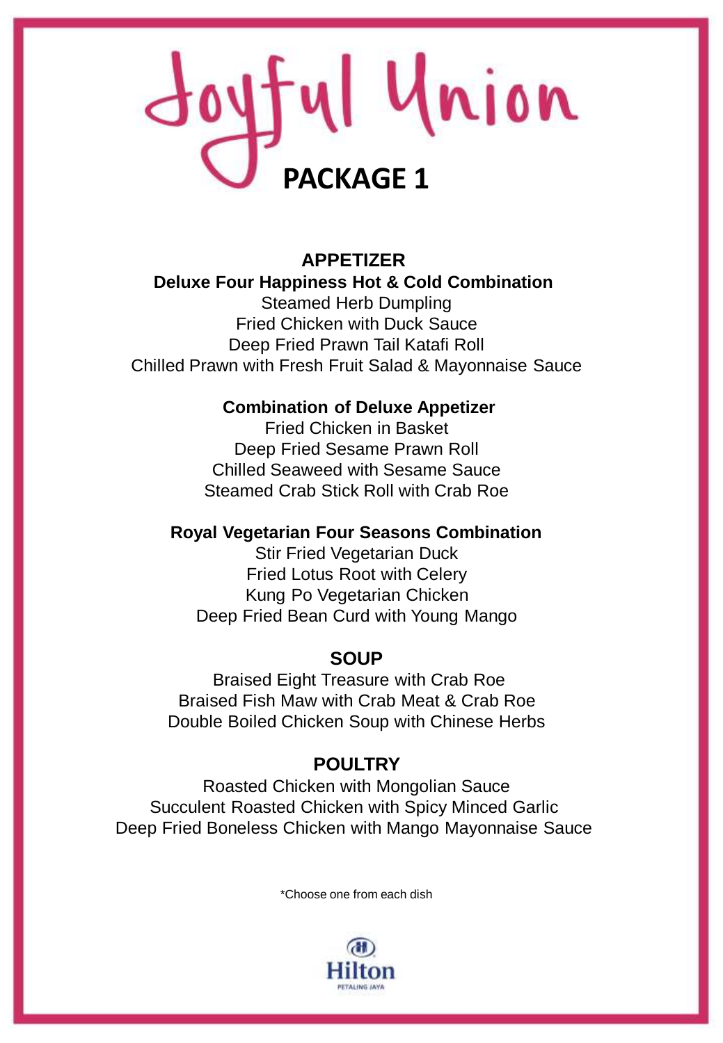# Joyful Union

## PACKAGE 1

### APPETIZER

**Deluxe Four Happiness Hot & Cold Combination**

Steamed Herb Dumpling
Fried Chicken with Duck Sauce
Deep Fried Prawn Tail Katafi Roll
Chilled Prawn with Fresh Fruit Salad & Mayonnaise Sauce

**Combination of Deluxe Appetizer**

Fried Chicken in Basket
Deep Fried Sesame Prawn Roll
Chilled Seaweed with Sesame Sauce
Steamed Crab Stick Roll with Crab Roe

**Royal Vegetarian Four Seasons Combination**

Stir Fried Vegetarian Duck
Fried Lotus Root with Celery
Kung Po Vegetarian Chicken
Deep Fried Bean Curd with Young Mango

### SOUP

Braised Eight Treasure with Crab Roe
Braised Fish Maw with Crab Meat & Crab Roe
Double Boiled Chicken Soup with Chinese Herbs

### POULTRY

Roasted Chicken with Mongolian Sauce
Succulent Roasted Chicken with Spicy Minced Garlic
Deep Fried Boneless Chicken with Mango Mayonnaise Sauce

*Choose one from each dish

Hilton
PETALING JAYA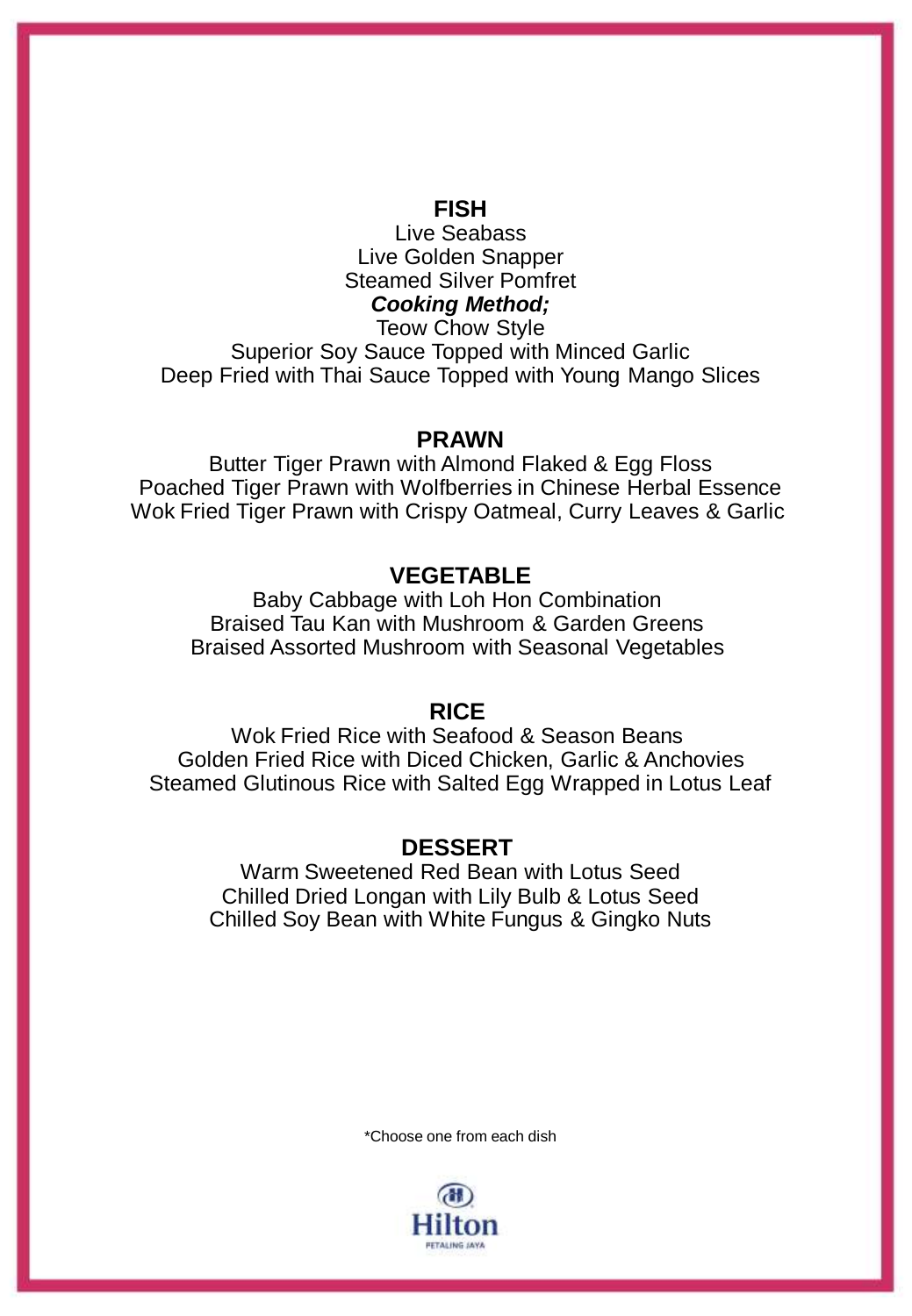## FISH

Live Seabass
Live Golden Snapper
Steamed Silver Pomfret

***Cooking Method;***

Teow Chow Style
Superior Soy Sauce Topped with Minced Garlic
Deep Fried with Thai Sauce Topped with Young Mango Slices

## PRAWN

Butter Tiger Prawn with Almond Flaked & Egg Floss
Poached Tiger Prawn with Wolfberries in Chinese Herbal Essence
Wok Fried Tiger Prawn with Crispy Oatmeal, Curry Leaves & Garlic

## VEGETABLE

Baby Cabbage with Loh Hon Combination
Braised Tau Kan with Mushroom & Garden Greens
Braised Assorted Mushroom with Seasonal Vegetables

## RICE

Wok Fried Rice with Seafood & Season Beans
Golden Fried Rice with Diced Chicken, Garlic & Anchovies
Steamed Glutinous Rice with Salted Egg Wrapped in Lotus Leaf

## DESSERT

Warm Sweetened Red Bean with Lotus Seed
Chilled Dried Longan with Lily Bulb & Lotus Seed
Chilled Soy Bean with White Fungus & Gingko Nuts

*Choose one from each dish

Hilton
PETALING JAYA